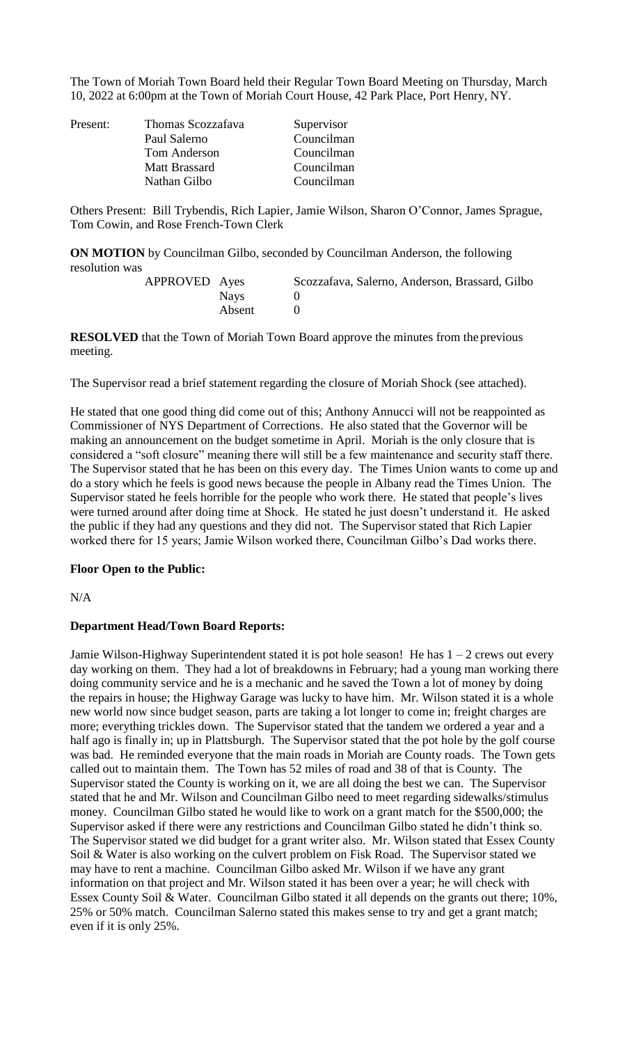The Town of Moriah Town Board held their Regular Town Board Meeting on Thursday, March 10, 2022 at 6:00pm at the Town of Moriah Court House, 42 Park Place, Port Henry, NY.

| Present: | Thomas Scozzafava | Supervisor |
|---|---|---|
| | Paul Salerno | Councilman |
| | Tom Anderson | Councilman |
| | Matt Brassard | Councilman |
| | Nathan Gilbo | Councilman |

Others Present: Bill Trybendis, Rich Lapier, Jamie Wilson, Sharon O'Connor, James Sprague, Tom Cowin, and Rose French-Town Clerk

**ON MOTION** by Councilman Gilbo, seconded by Councilman Anderson, the following resolution was

| APPROVED | Ayes | Scozzafava, Salerno, Anderson, Brassard, Gilbo |
|---|---|---|
| | Nays | 0 |
| | Absent | 0 |

**RESOLVED** that the Town of Moriah Town Board approve the minutes from the previous meeting.

The Supervisor read a brief statement regarding the closure of Moriah Shock (see attached).

He stated that one good thing did come out of this; Anthony Annucci will not be reappointed as Commissioner of NYS Department of Corrections. He also stated that the Governor will be making an announcement on the budget sometime in April. Moriah is the only closure that is considered a "soft closure" meaning there will still be a few maintenance and security staff there. The Supervisor stated that he has been on this every day. The Times Union wants to come up and do a story which he feels is good news because the people in Albany read the Times Union. The Supervisor stated he feels horrible for the people who work there. He stated that people's lives were turned around after doing time at Shock. He stated he just doesn't understand it. He asked the public if they had any questions and they did not. The Supervisor stated that Rich Lapier worked there for 15 years; Jamie Wilson worked there, Councilman Gilbo's Dad works there.

**Floor Open to the Public:**

N/A

**Department Head/Town Board Reports:**

Jamie Wilson-Highway Superintendent stated it is pot hole season! He has 1 – 2 crews out every day working on them. They had a lot of breakdowns in February; had a young man working there doing community service and he is a mechanic and he saved the Town a lot of money by doing the repairs in house; the Highway Garage was lucky to have him. Mr. Wilson stated it is a whole new world now since budget season, parts are taking a lot longer to come in; freight charges are more; everything trickles down. The Supervisor stated that the tandem we ordered a year and a half ago is finally in; up in Plattsburgh. The Supervisor stated that the pot hole by the golf course was bad. He reminded everyone that the main roads in Moriah are County roads. The Town gets called out to maintain them. The Town has 52 miles of road and 38 of that is County. The Supervisor stated the County is working on it, we are all doing the best we can. The Supervisor stated that he and Mr. Wilson and Councilman Gilbo need to meet regarding sidewalks/stimulus money. Councilman Gilbo stated he would like to work on a grant match for the $500,000; the Supervisor asked if there were any restrictions and Councilman Gilbo stated he didn't think so. The Supervisor stated we did budget for a grant writer also. Mr. Wilson stated that Essex County Soil & Water is also working on the culvert problem on Fisk Road. The Supervisor stated we may have to rent a machine. Councilman Gilbo asked Mr. Wilson if we have any grant information on that project and Mr. Wilson stated it has been over a year; he will check with Essex County Soil & Water. Councilman Gilbo stated it all depends on the grants out there; 10%, 25% or 50% match. Councilman Salerno stated this makes sense to try and get a grant match; even if it is only 25%.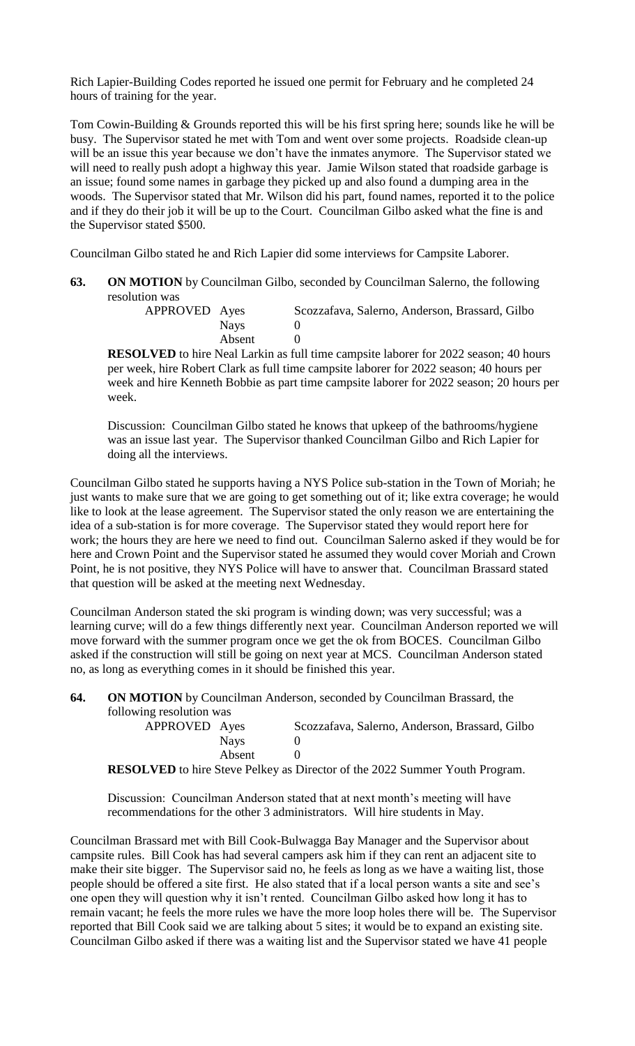Rich Lapier-Building Codes reported he issued one permit for February and he completed 24 hours of training for the year.

Tom Cowin-Building & Grounds reported this will be his first spring here; sounds like he will be busy. The Supervisor stated he met with Tom and went over some projects. Roadside clean-up will be an issue this year because we don't have the inmates anymore. The Supervisor stated we will need to really push adopt a highway this year. Jamie Wilson stated that roadside garbage is an issue; found some names in garbage they picked up and also found a dumping area in the woods. The Supervisor stated that Mr. Wilson did his part, found names, reported it to the police and if they do their job it will be up to the Court. Councilman Gilbo asked what the fine is and the Supervisor stated $500.

Councilman Gilbo stated he and Rich Lapier did some interviews for Campsite Laborer.

**63. ON MOTION** by Councilman Gilbo, seconded by Councilman Salerno, the following resolution was

| APPROVED | Ayes | Scozzafava, Salerno, Anderson, Brassard, Gilbo |
|---|---|---|
| | Nays | 0 |
| | Absent | 0 |

**RESOLVED** to hire Neal Larkin as full time campsite laborer for 2022 season; 40 hours per week, hire Robert Clark as full time campsite laborer for 2022 season; 40 hours per week and hire Kenneth Bobbie as part time campsite laborer for 2022 season; 20 hours per week.

Discussion: Councilman Gilbo stated he knows that upkeep of the bathrooms/hygiene was an issue last year. The Supervisor thanked Councilman Gilbo and Rich Lapier for doing all the interviews.

Councilman Gilbo stated he supports having a NYS Police sub-station in the Town of Moriah; he just wants to make sure that we are going to get something out of it; like extra coverage; he would like to look at the lease agreement. The Supervisor stated the only reason we are entertaining the idea of a sub-station is for more coverage. The Supervisor stated they would report here for work; the hours they are here we need to find out. Councilman Salerno asked if they would be for here and Crown Point and the Supervisor stated he assumed they would cover Moriah and Crown Point, he is not positive, they NYS Police will have to answer that. Councilman Brassard stated that question will be asked at the meeting next Wednesday.

Councilman Anderson stated the ski program is winding down; was very successful; was a learning curve; will do a few things differently next year. Councilman Anderson reported we will move forward with the summer program once we get the ok from BOCES. Councilman Gilbo asked if the construction will still be going on next year at MCS. Councilman Anderson stated no, as long as everything comes in it should be finished this year.

**64. ON MOTION** by Councilman Anderson, seconded by Councilman Brassard, the following resolution was

| APPROVED | Ayes | Scozzafava, Salerno, Anderson, Brassard, Gilbo |
|---|---|---|
| | Nays | 0 |
| | Absent | 0 |

**RESOLVED** to hire Steve Pelkey as Director of the 2022 Summer Youth Program.

Discussion: Councilman Anderson stated that at next month's meeting will have recommendations for the other 3 administrators. Will hire students in May.

Councilman Brassard met with Bill Cook-Bulwagga Bay Manager and the Supervisor about campsite rules. Bill Cook has had several campers ask him if they can rent an adjacent site to make their site bigger. The Supervisor said no, he feels as long as we have a waiting list, those people should be offered a site first. He also stated that if a local person wants a site and see's one open they will question why it isn't rented. Councilman Gilbo asked how long it has to remain vacant; he feels the more rules we have the more loop holes there will be. The Supervisor reported that Bill Cook said we are talking about 5 sites; it would be to expand an existing site. Councilman Gilbo asked if there was a waiting list and the Supervisor stated we have 41 people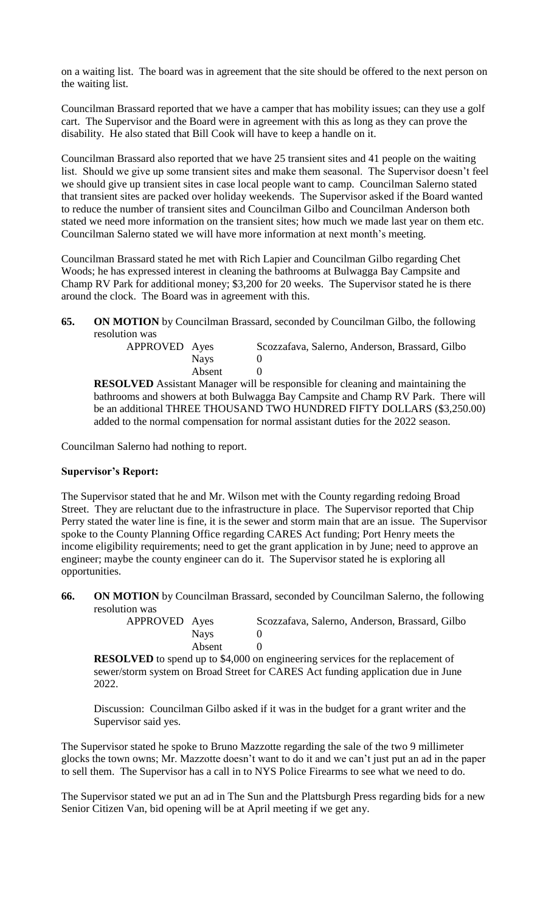on a waiting list. The board was in agreement that the site should be offered to the next person on the waiting list.

Councilman Brassard reported that we have a camper that has mobility issues; can they use a golf cart. The Supervisor and the Board were in agreement with this as long as they can prove the disability. He also stated that Bill Cook will have to keep a handle on it.

Councilman Brassard also reported that we have 25 transient sites and 41 people on the waiting list. Should we give up some transient sites and make them seasonal. The Supervisor doesn't feel we should give up transient sites in case local people want to camp. Councilman Salerno stated that transient sites are packed over holiday weekends. The Supervisor asked if the Board wanted to reduce the number of transient sites and Councilman Gilbo and Councilman Anderson both stated we need more information on the transient sites; how much we made last year on them etc. Councilman Salerno stated we will have more information at next month's meeting.

Councilman Brassard stated he met with Rich Lapier and Councilman Gilbo regarding Chet Woods; he has expressed interest in cleaning the bathrooms at Bulwagga Bay Campsite and Champ RV Park for additional money; $3,200 for 20 weeks. The Supervisor stated he is there around the clock. The Board was in agreement with this.

**65. ON MOTION** by Councilman Brassard, seconded by Councilman Gilbo, the following resolution was

| | | |
|---|---|---|
| APPROVED | Ayes | Scozzafava, Salerno, Anderson, Brassard, Gilbo |
| | Nays | 0 |
| | Absent | 0 |

**RESOLVED** Assistant Manager will be responsible for cleaning and maintaining the bathrooms and showers at both Bulwagga Bay Campsite and Champ RV Park. There will be an additional THREE THOUSAND TWO HUNDRED FIFTY DOLLARS ($3,250.00) added to the normal compensation for normal assistant duties for the 2022 season.

Councilman Salerno had nothing to report.

**Supervisor's Report:**

The Supervisor stated that he and Mr. Wilson met with the County regarding redoing Broad Street. They are reluctant due to the infrastructure in place. The Supervisor reported that Chip Perry stated the water line is fine, it is the sewer and storm main that are an issue. The Supervisor spoke to the County Planning Office regarding CARES Act funding; Port Henry meets the income eligibility requirements; need to get the grant application in by June; need to approve an engineer; maybe the county engineer can do it. The Supervisor stated he is exploring all opportunities.

**66. ON MOTION** by Councilman Brassard, seconded by Councilman Salerno, the following resolution was

| | | |
|---|---|---|
| APPROVED | Ayes | Scozzafava, Salerno, Anderson, Brassard, Gilbo |
| | Nays | 0 |
| | Absent | 0 |

**RESOLVED** to spend up to $4,000 on engineering services for the replacement of sewer/storm system on Broad Street for CARES Act funding application due in June 2022.

Discussion: Councilman Gilbo asked if it was in the budget for a grant writer and the Supervisor said yes.

The Supervisor stated he spoke to Bruno Mazzotte regarding the sale of the two 9 millimeter glocks the town owns; Mr. Mazzotte doesn't want to do it and we can't just put an ad in the paper to sell them. The Supervisor has a call in to NYS Police Firearms to see what we need to do.

The Supervisor stated we put an ad in The Sun and the Plattsburgh Press regarding bids for a new Senior Citizen Van, bid opening will be at April meeting if we get any.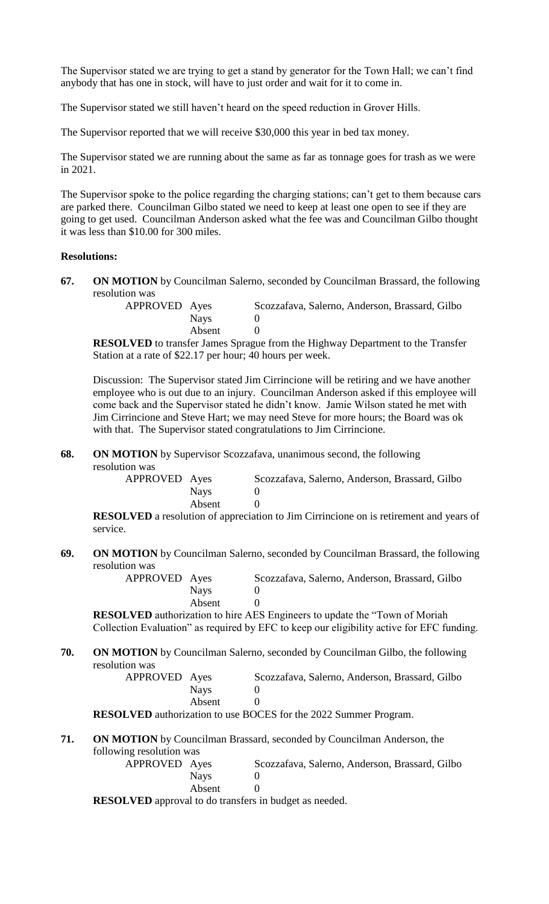The Supervisor stated we are trying to get a stand by generator for the Town Hall; we can't find anybody that has one in stock, will have to just order and wait for it to come in.

The Supervisor stated we still haven't heard on the speed reduction in Grover Hills.

The Supervisor reported that we will receive $30,000 this year in bed tax money.

The Supervisor stated we are running about the same as far as tonnage goes for trash as we were in 2021.

The Supervisor spoke to the police regarding the charging stations; can't get to them because cars are parked there. Councilman Gilbo stated we need to keep at least one open to see if they are going to get used. Councilman Anderson asked what the fee was and Councilman Gilbo thought it was less than $10.00 for 300 miles.

**Resolutions:**

**67. ON MOTION** by Councilman Salerno, seconded by Councilman Brassard, the following resolution was

| APPROVED | Ayes | Scozzafava, Salerno, Anderson, Brassard, Gilbo |
|---|---|---|
| | Nays | 0 |
| | Absent | 0 |

**RESOLVED** to transfer James Sprague from the Highway Department to the Transfer Station at a rate of $22.17 per hour; 40 hours per week.

Discussion: The Supervisor stated Jim Cirrincione will be retiring and we have another employee who is out due to an injury. Councilman Anderson asked if this employee will come back and the Supervisor stated he didn't know. Jamie Wilson stated he met with Jim Cirrincione and Steve Hart; we may need Steve for more hours; the Board was ok with that. The Supervisor stated congratulations to Jim Cirrincione.

**68. ON MOTION** by Supervisor Scozzafava, unanimous second, the following resolution was

| APPROVED | Ayes | Scozzafava, Salerno, Anderson, Brassard, Gilbo |
|---|---|---|
| | Nays | 0 |
| | Absent | 0 |

**RESOLVED** a resolution of appreciation to Jim Cirrincione on is retirement and years of service.

**69. ON MOTION** by Councilman Salerno, seconded by Councilman Brassard, the following resolution was

| APPROVED | Ayes | Scozzafava, Salerno, Anderson, Brassard, Gilbo |
|---|---|---|
| | Nays | 0 |
| | Absent | 0 |

**RESOLVED** authorization to hire AES Engineers to update the "Town of Moriah Collection Evaluation" as required by EFC to keep our eligibility active for EFC funding.

**70. ON MOTION** by Councilman Salerno, seconded by Councilman Gilbo, the following resolution was

| APPROVED | Ayes | Scozzafava, Salerno, Anderson, Brassard, Gilbo |
|---|---|---|
| | Nays | 0 |
| | Absent | 0 |

**RESOLVED** authorization to use BOCES for the 2022 Summer Program.

**71. ON MOTION** by Councilman Brassard, seconded by Councilman Anderson, the following resolution was

| APPROVED | Ayes | Scozzafava, Salerno, Anderson, Brassard, Gilbo |
|---|---|---|
| | Nays | 0 |
| | Absent | 0 |

**RESOLVED** approval to do transfers in budget as needed.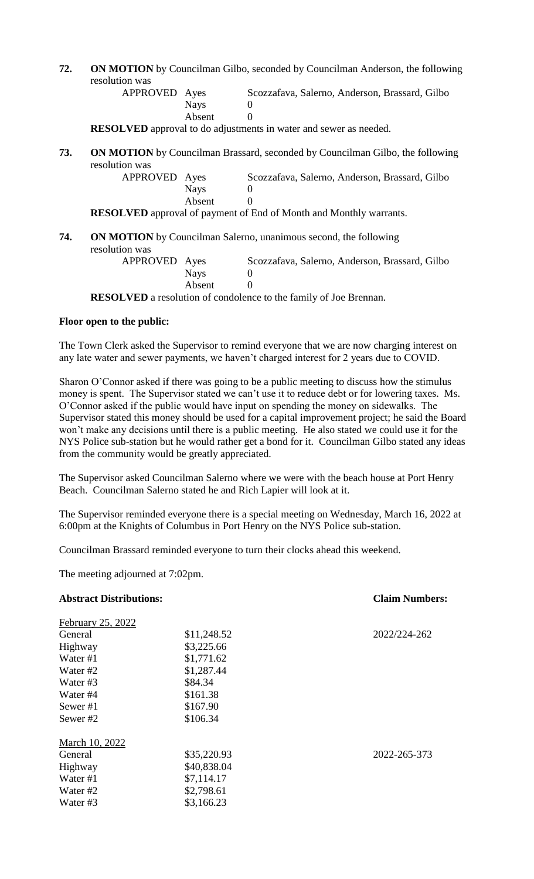**72.** **ON MOTION** by Councilman Gilbo, seconded by Councilman Anderson, the following resolution was

| APPROVED | Ayes | Scozzafava, Salerno, Anderson, Brassard, Gilbo |
|---|---|---|
| | Nays | 0 |
| | Absent | 0 |

**RESOLVED** approval to do adjustments in water and sewer as needed.

**73.** **ON MOTION** by Councilman Brassard, seconded by Councilman Gilbo, the following resolution was

| APPROVED | Ayes | Scozzafava, Salerno, Anderson, Brassard, Gilbo |
|---|---|---|
| | Nays | 0 |
| | Absent | 0 |

**RESOLVED** approval of payment of End of Month and Monthly warrants.

**74.** **ON MOTION** by Councilman Salerno, unanimous second, the following resolution was

| APPROVED | Ayes | Scozzafava, Salerno, Anderson, Brassard, Gilbo |
|---|---|---|
| | Nays | 0 |
| | Absent | 0 |

**RESOLVED** a resolution of condolence to the family of Joe Brennan.

**Floor open to the public:**

The Town Clerk asked the Supervisor to remind everyone that we are now charging interest on any late water and sewer payments, we haven't charged interest for 2 years due to COVID.

Sharon O'Connor asked if there was going to be a public meeting to discuss how the stimulus money is spent. The Supervisor stated we can't use it to reduce debt or for lowering taxes. Ms. O'Connor asked if the public would have input on spending the money on sidewalks. The Supervisor stated this money should be used for a capital improvement project; he said the Board won't make any decisions until there is a public meeting. He also stated we could use it for the NYS Police sub-station but he would rather get a bond for it. Councilman Gilbo stated any ideas from the community would be greatly appreciated.

The Supervisor asked Councilman Salerno where we were with the beach house at Port Henry Beach. Councilman Salerno stated he and Rich Lapier will look at it.

The Supervisor reminded everyone there is a special meeting on Wednesday, March 16, 2022 at 6:00pm at the Knights of Columbus in Port Henry on the NYS Police sub-station.

Councilman Brassard reminded everyone to turn their clocks ahead this weekend.

The meeting adjourned at 7:02pm.

| **Abstract Distributions:** | | **Claim Numbers:** |
|---|---|---|
| <u>February 25, 2022</u> | | |
| General | \$11,248.52 | 2022/224-262 |
| Highway | \$3,225.66 | |
| Water #1 | \$1,771.62 | |
| Water #2 | \$1,287.44 | |
| Water #3 | \$84.34 | |
| Water #4 | \$161.38 | |
| Sewer #1 | \$167.90 | |
| Sewer #2 | \$106.34 | |
| <u>March 10, 2022</u> | | |
| General | \$35,220.93 | 2022-265-373 |
| Highway | \$40,838.04 | |
| Water #1 | \$7,114.17 | |
| Water #2 | \$2,798.61 | |
| Water #3 | \$3,166.23 | |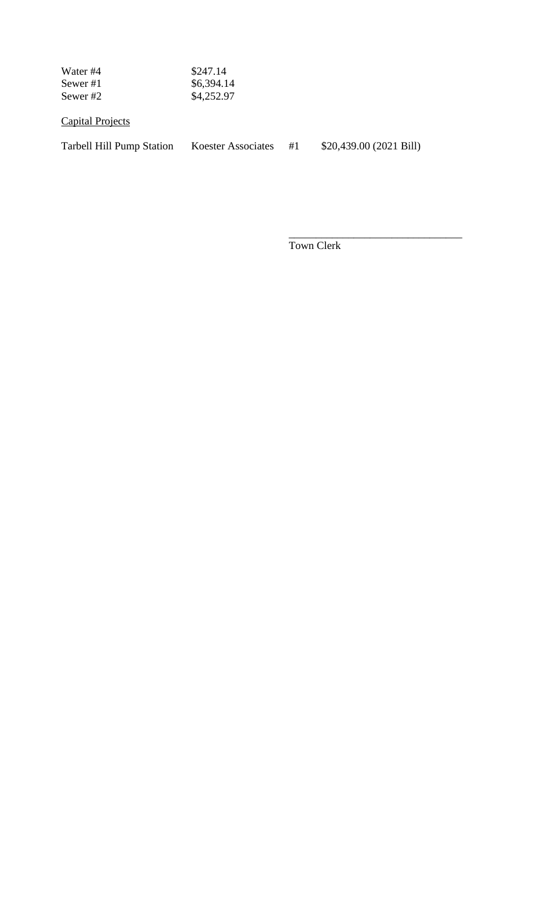| | |
|---|---|
| Water #4 | $247.14 |
| Sewer #1 | $6,394.14 |
| Sewer #2 | $4,252.97 |

Capital Projects

| | | | |
|---|---|---|---|
| Tarbell Hill Pump Station | Koester Associates | #1 | $20,439.00 (2021 Bill) |

_______________________________
Town Clerk